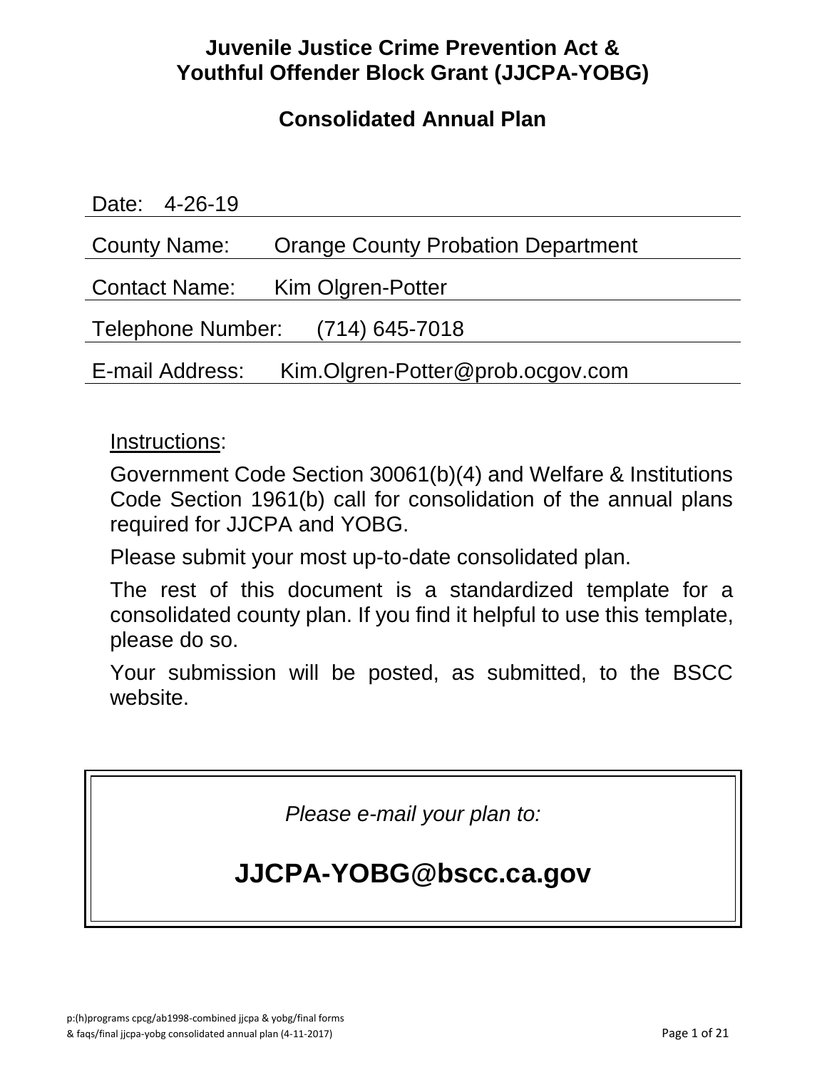# Juvenile Justice Crime Prevention Act & Youthful Offender Block Grant (JJCPA-YOBG)

## Consolidated Annual Plan

Date: 4-26-19

County Name: Orange County Probation Department

Contact Name: Kim Olgren-Potter

Telephone Number: (714) 645-7018

E-mail Address: Kim.Olgren-Potter@prob.ocgov.com

Instructions:

Government Code Section 30061(b)(4) and Welfare & Institutions Code Section 1961(b) call for consolidation of the annual plans required for JJCPA and YOBG.

Please submit your most up-to-date consolidated plan.

The rest of this document is a standardized template for a consolidated county plan. If you find it helpful to use this template, please do so.

Your submission will be posted, as submitted, to the BSCC website.

*Please e-mail your plan to:*

**JJCPA-YOBG@bscc.ca.gov**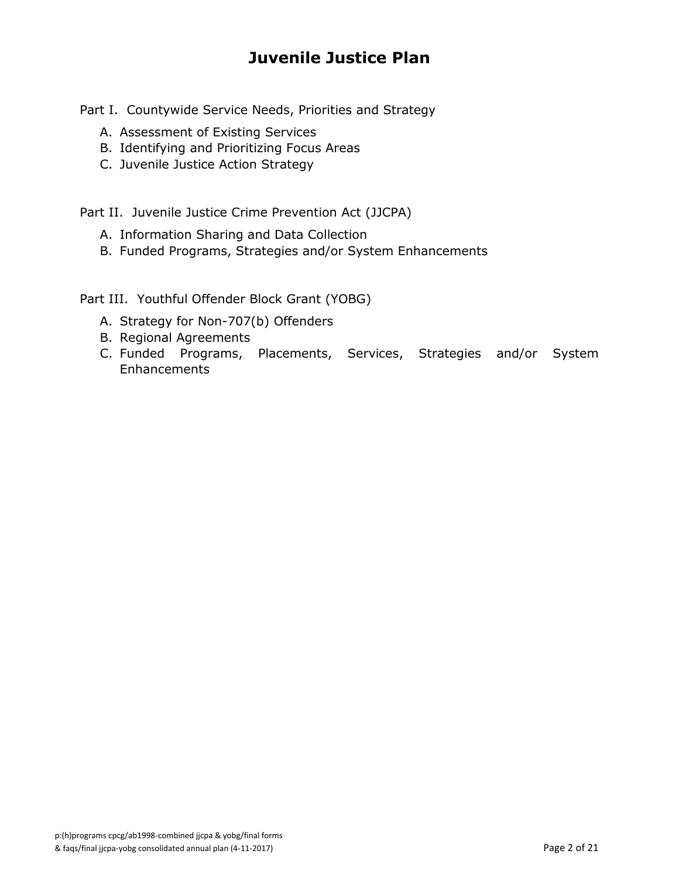# Juvenile Justice Plan

Part I. Countywide Service Needs, Priorities and Strategy

A. Assessment of Existing Services
B. Identifying and Prioritizing Focus Areas
C. Juvenile Justice Action Strategy

Part II. Juvenile Justice Crime Prevention Act (JJCPA)

A. Information Sharing and Data Collection
B. Funded Programs, Strategies and/or System Enhancements

Part III. Youthful Offender Block Grant (YOBG)

A. Strategy for Non-707(b) Offenders
B. Regional Agreements
C. Funded Programs, Placements, Services, Strategies and/or System Enhancements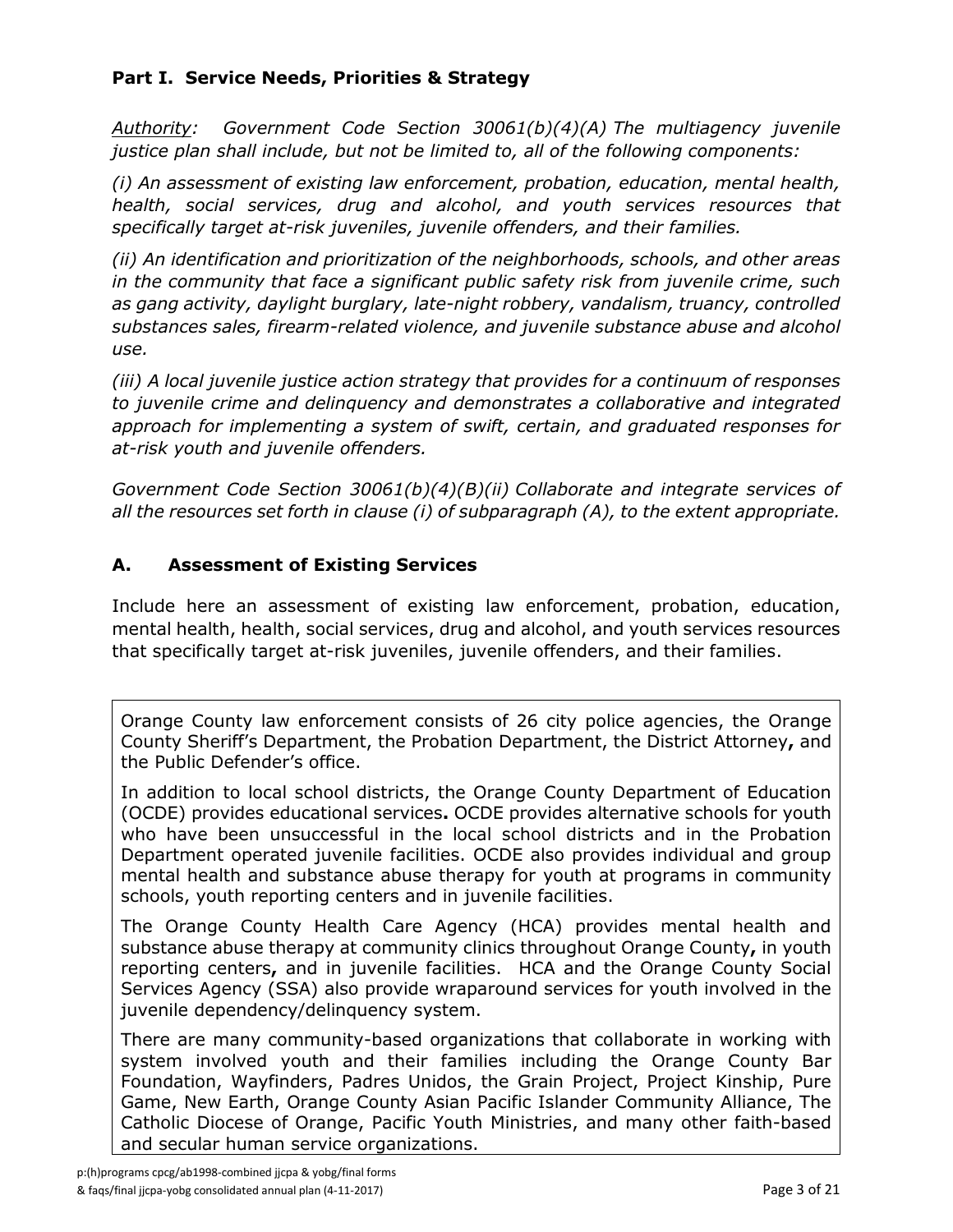## Part I. Service Needs, Priorities & Strategy

*Authority: Government Code Section 30061(b)(4)(A) The multiagency juvenile justice plan shall include, but not be limited to, all of the following components:*

*(i) An assessment of existing law enforcement, probation, education, mental health, health, social services, drug and alcohol, and youth services resources that specifically target at-risk juveniles, juvenile offenders, and their families.*

*(ii) An identification and prioritization of the neighborhoods, schools, and other areas in the community that face a significant public safety risk from juvenile crime, such as gang activity, daylight burglary, late-night robbery, vandalism, truancy, controlled substances sales, firearm-related violence, and juvenile substance abuse and alcohol use.*

*(iii) A local juvenile justice action strategy that provides for a continuum of responses to juvenile crime and delinquency and demonstrates a collaborative and integrated approach for implementing a system of swift, certain, and graduated responses for at-risk youth and juvenile offenders.*

*Government Code Section 30061(b)(4)(B)(ii) Collaborate and integrate services of all the resources set forth in clause (i) of subparagraph (A), to the extent appropriate.*

### A. Assessment of Existing Services

Include here an assessment of existing law enforcement, probation, education, mental health, health, social services, drug and alcohol, and youth services resources that specifically target at-risk juveniles, juvenile offenders, and their families.

Orange County law enforcement consists of 26 city police agencies, the Orange County Sheriff's Department, the Probation Department, the District Attorney**,** and the Public Defender's office.

In addition to local school districts, the Orange County Department of Education (OCDE) provides educational services**.** OCDE provides alternative schools for youth who have been unsuccessful in the local school districts and in the Probation Department operated juvenile facilities. OCDE also provides individual and group mental health and substance abuse therapy for youth at programs in community schools, youth reporting centers and in juvenile facilities.

The Orange County Health Care Agency (HCA) provides mental health and substance abuse therapy at community clinics throughout Orange County**,** in youth reporting centers**,** and in juvenile facilities. HCA and the Orange County Social Services Agency (SSA) also provide wraparound services for youth involved in the juvenile dependency/delinquency system.

There are many community-based organizations that collaborate in working with system involved youth and their families including the Orange County Bar Foundation, Wayfinders, Padres Unidos, the Grain Project, Project Kinship, Pure Game, New Earth, Orange County Asian Pacific Islander Community Alliance, The Catholic Diocese of Orange, Pacific Youth Ministries, and many other faith-based and secular human service organizations.

p:(h)programs cpcg/ab1998-combined jjcpa & yobg/final forms & faqs/final jjcpa-yobg consolidated annual plan (4-11-2017)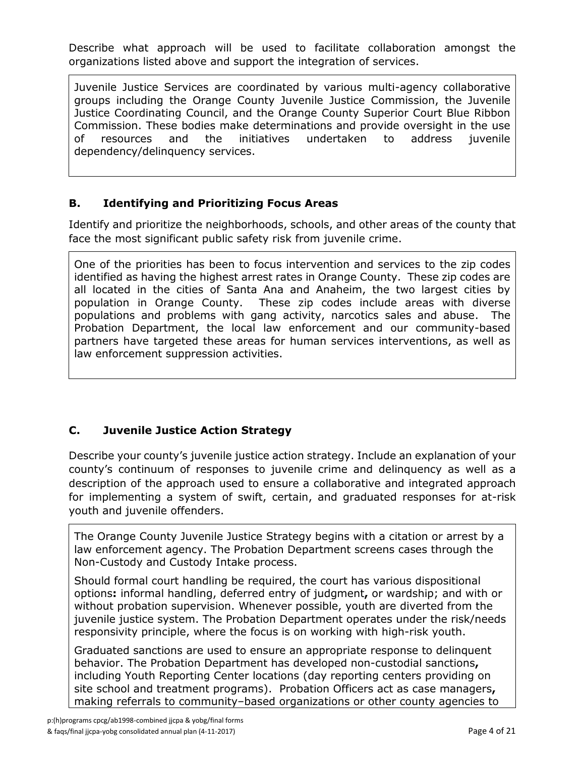Describe what approach will be used to facilitate collaboration amongst the organizations listed above and support the integration of services.

Juvenile Justice Services are coordinated by various multi-agency collaborative groups including the Orange County Juvenile Justice Commission, the Juvenile Justice Coordinating Council, and the Orange County Superior Court Blue Ribbon Commission. These bodies make determinations and provide oversight in the use of resources and the initiatives undertaken to address juvenile dependency/delinquency services.

### B. Identifying and Prioritizing Focus Areas

Identify and prioritize the neighborhoods, schools, and other areas of the county that face the most significant public safety risk from juvenile crime.

One of the priorities has been to focus intervention and services to the zip codes identified as having the highest arrest rates in Orange County. These zip codes are all located in the cities of Santa Ana and Anaheim, the two largest cities by population in Orange County. These zip codes include areas with diverse populations and problems with gang activity, narcotics sales and abuse. The Probation Department, the local law enforcement and our community-based partners have targeted these areas for human services interventions, as well as law enforcement suppression activities.

### C. Juvenile Justice Action Strategy

Describe your county's juvenile justice action strategy. Include an explanation of your county's continuum of responses to juvenile crime and delinquency as well as a description of the approach used to ensure a collaborative and integrated approach for implementing a system of swift, certain, and graduated responses for at-risk youth and juvenile offenders.

The Orange County Juvenile Justice Strategy begins with a citation or arrest by a law enforcement agency. The Probation Department screens cases through the Non-Custody and Custody Intake process.

Should formal court handling be required, the court has various dispositional options**:** informal handling, deferred entry of judgment**,** or wardship; and with or without probation supervision. Whenever possible, youth are diverted from the juvenile justice system. The Probation Department operates under the risk/needs responsivity principle, where the focus is on working with high-risk youth.

Graduated sanctions are used to ensure an appropriate response to delinquent behavior. The Probation Department has developed non-custodial sanctions**,** including Youth Reporting Center locations (day reporting centers providing on site school and treatment programs). Probation Officers act as case managers**,** making referrals to community–based organizations or other county agencies to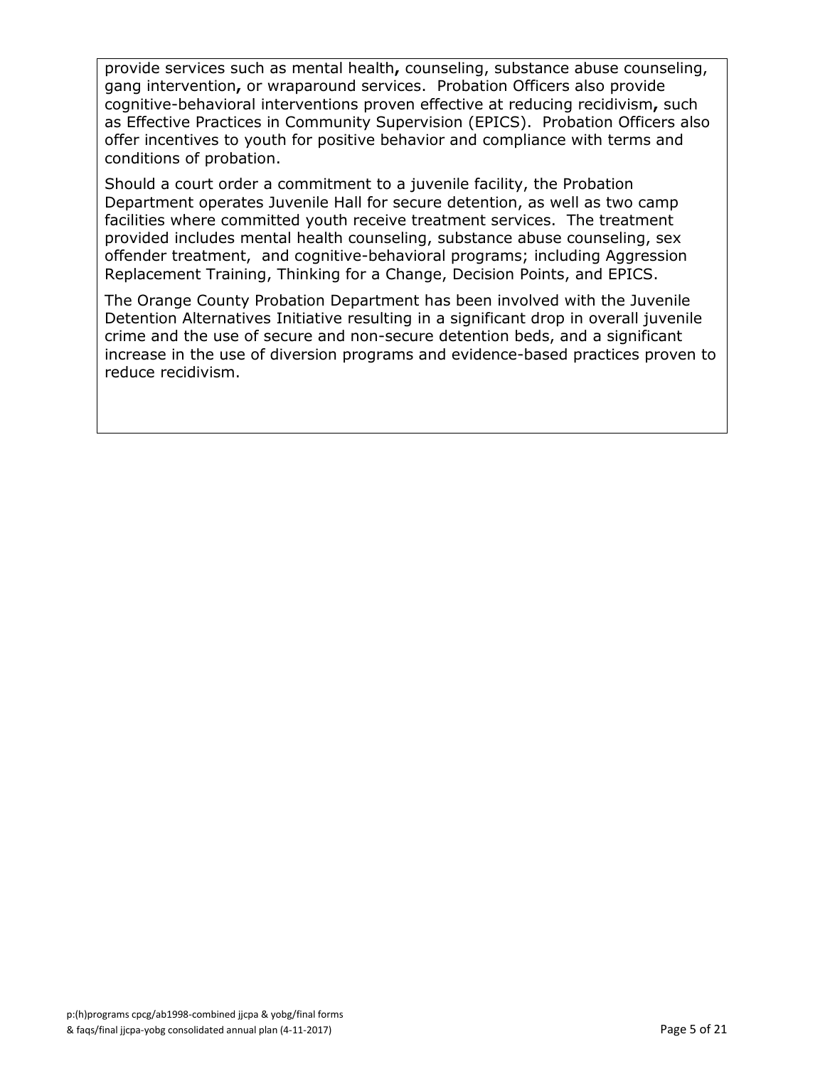provide services such as mental health, counseling, substance abuse counseling, gang intervention, or wraparound services. Probation Officers also provide cognitive-behavioral interventions proven effective at reducing recidivism, such as Effective Practices in Community Supervision (EPICS). Probation Officers also offer incentives to youth for positive behavior and compliance with terms and conditions of probation.

Should a court order a commitment to a juvenile facility, the Probation Department operates Juvenile Hall for secure detention, as well as two camp facilities where committed youth receive treatment services. The treatment provided includes mental health counseling, substance abuse counseling, sex offender treatment, and cognitive-behavioral programs; including Aggression Replacement Training, Thinking for a Change, Decision Points, and EPICS.

The Orange County Probation Department has been involved with the Juvenile Detention Alternatives Initiative resulting in a significant drop in overall juvenile crime and the use of secure and non-secure detention beds, and a significant increase in the use of diversion programs and evidence-based practices proven to reduce recidivism.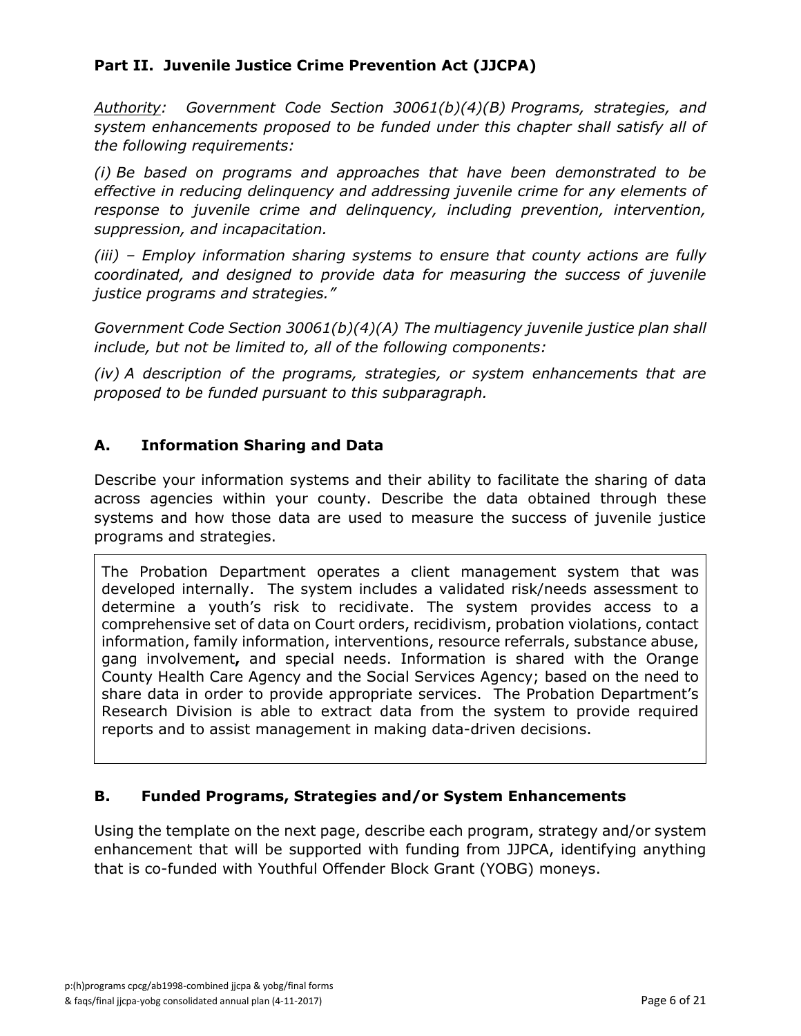## Part II. Juvenile Justice Crime Prevention Act (JJCPA)

*Authority: Government Code Section 30061(b)(4)(B) Programs, strategies, and system enhancements proposed to be funded under this chapter shall satisfy all of the following requirements:*

*(i) Be based on programs and approaches that have been demonstrated to be effective in reducing delinquency and addressing juvenile crime for any elements of response to juvenile crime and delinquency, including prevention, intervention, suppression, and incapacitation.*

*(iii) – Employ information sharing systems to ensure that county actions are fully coordinated, and designed to provide data for measuring the success of juvenile justice programs and strategies."*

*Government Code Section 30061(b)(4)(A) The multiagency juvenile justice plan shall include, but not be limited to, all of the following components:*

*(iv) A description of the programs, strategies, or system enhancements that are proposed to be funded pursuant to this subparagraph.*

### A. Information Sharing and Data

Describe your information systems and their ability to facilitate the sharing of data across agencies within your county. Describe the data obtained through these systems and how those data are used to measure the success of juvenile justice programs and strategies.

The Probation Department operates a client management system that was developed internally. The system includes a validated risk/needs assessment to determine a youth's risk to recidivate. The system provides access to a comprehensive set of data on Court orders, recidivism, probation violations, contact information, family information, interventions, resource referrals, substance abuse, gang involvement**,** and special needs. Information is shared with the Orange County Health Care Agency and the Social Services Agency; based on the need to share data in order to provide appropriate services. The Probation Department's Research Division is able to extract data from the system to provide required reports and to assist management in making data-driven decisions.

### B. Funded Programs, Strategies and/or System Enhancements

Using the template on the next page, describe each program, strategy and/or system enhancement that will be supported with funding from JJPCA, identifying anything that is co-funded with Youthful Offender Block Grant (YOBG) moneys.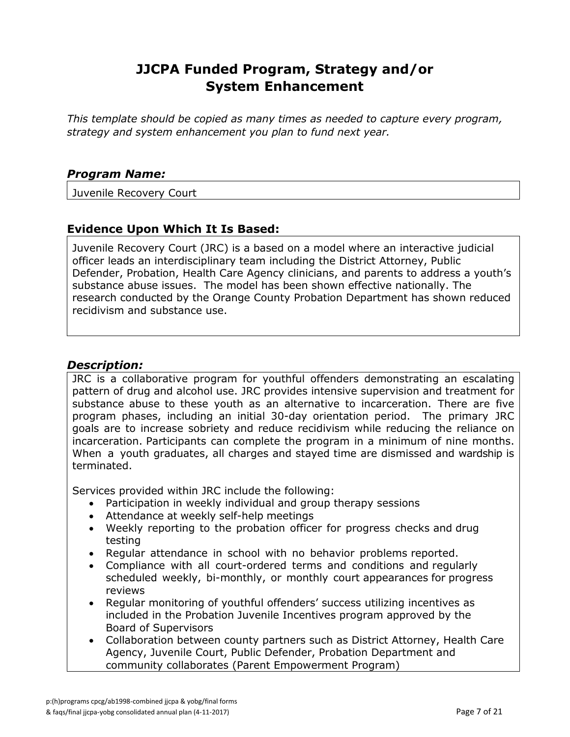# JJCPA Funded Program, Strategy and/or System Enhancement

*This template should be copied as many times as needed to capture every program, strategy and system enhancement you plan to fund next year.*

### *Program Name:*

Juvenile Recovery Court

### Evidence Upon Which It Is Based:

Juvenile Recovery Court (JRC) is a based on a model where an interactive judicial officer leads an interdisciplinary team including the District Attorney, Public Defender, Probation, Health Care Agency clinicians, and parents to address a youth's substance abuse issues. The model has been shown effective nationally. The research conducted by the Orange County Probation Department has shown reduced recidivism and substance use.

### *Description:*

JRC is a collaborative program for youthful offenders demonstrating an escalating pattern of drug and alcohol use. JRC provides intensive supervision and treatment for substance abuse to these youth as an alternative to incarceration. There are five program phases, including an initial 30-day orientation period. The primary JRC goals are to increase sobriety and reduce recidivism while reducing the reliance on incarceration. Participants can complete the program in a minimum of nine months. When a youth graduates, all charges and stayed time are dismissed and wardship is terminated.

Services provided within JRC include the following:

- Participation in weekly individual and group therapy sessions
- Attendance at weekly self-help meetings
- Weekly reporting to the probation officer for progress checks and drug testing
- Regular attendance in school with no behavior problems reported.
- Compliance with all court-ordered terms and conditions and regularly scheduled weekly, bi-monthly, or monthly court appearances for progress reviews
- Regular monitoring of youthful offenders' success utilizing incentives as included in the Probation Juvenile Incentives program approved by the Board of Supervisors
- Collaboration between county partners such as District Attorney, Health Care Agency, Juvenile Court, Public Defender, Probation Department and community collaborates (Parent Empowerment Program)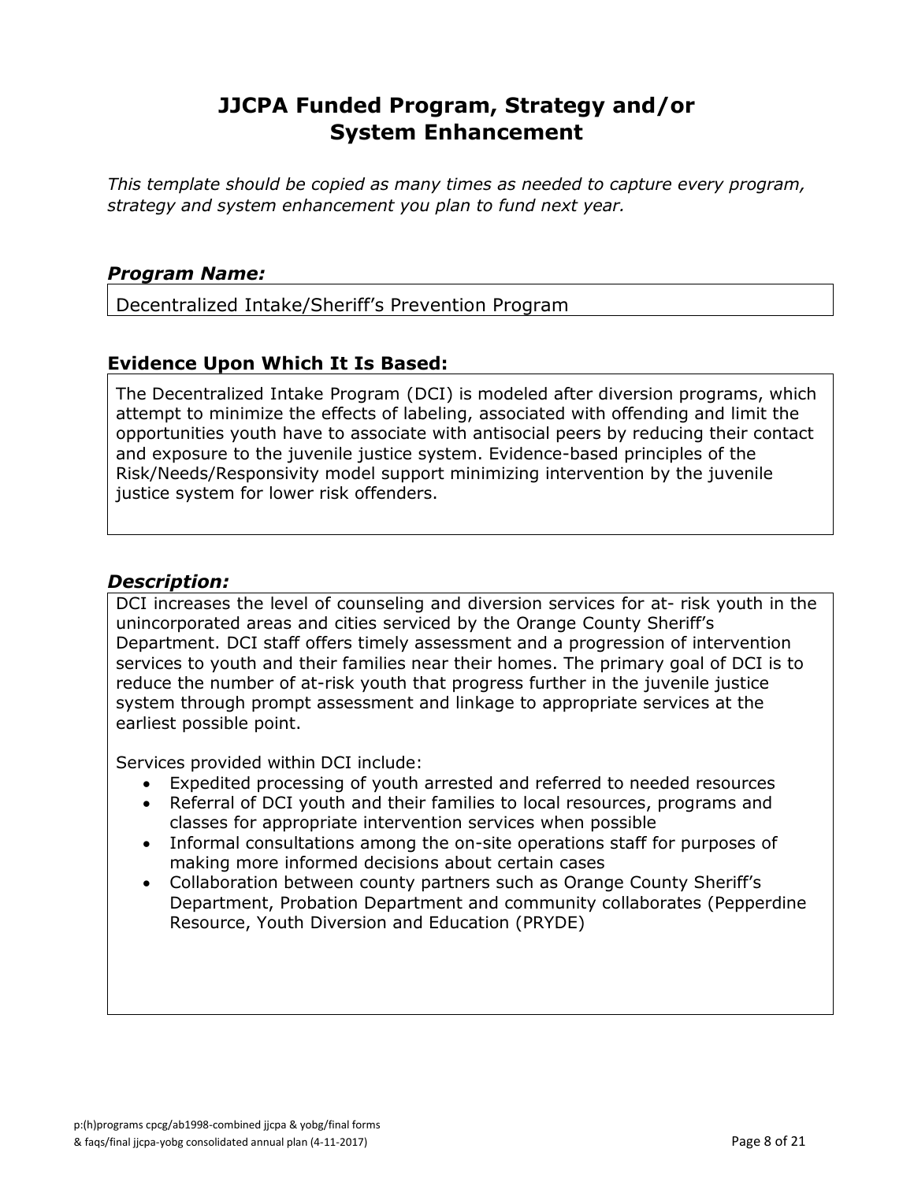# JJCPA Funded Program, Strategy and/or System Enhancement

*This template should be copied as many times as needed to capture every program, strategy and system enhancement you plan to fund next year.*

### *Program Name:*

Decentralized Intake/Sheriff's Prevention Program

### Evidence Upon Which It Is Based:

The Decentralized Intake Program (DCI) is modeled after diversion programs, which attempt to minimize the effects of labeling, associated with offending and limit the opportunities youth have to associate with antisocial peers by reducing their contact and exposure to the juvenile justice system. Evidence-based principles of the Risk/Needs/Responsivity model support minimizing intervention by the juvenile justice system for lower risk offenders.

### *Description:*

DCI increases the level of counseling and diversion services for at- risk youth in the unincorporated areas and cities serviced by the Orange County Sheriff's Department. DCI staff offers timely assessment and a progression of intervention services to youth and their families near their homes. The primary goal of DCI is to reduce the number of at-risk youth that progress further in the juvenile justice system through prompt assessment and linkage to appropriate services at the earliest possible point.

Services provided within DCI include:

- Expedited processing of youth arrested and referred to needed resources
- Referral of DCI youth and their families to local resources, programs and classes for appropriate intervention services when possible
- Informal consultations among the on-site operations staff for purposes of making more informed decisions about certain cases
- Collaboration between county partners such as Orange County Sheriff's Department, Probation Department and community collaborates (Pepperdine Resource, Youth Diversion and Education (PRYDE)

p:(h)programs cpcg/ab1998-combined jjcpa & yobg/final forms & faqs/final jjcpa-yobg consolidated annual plan (4-11-2017)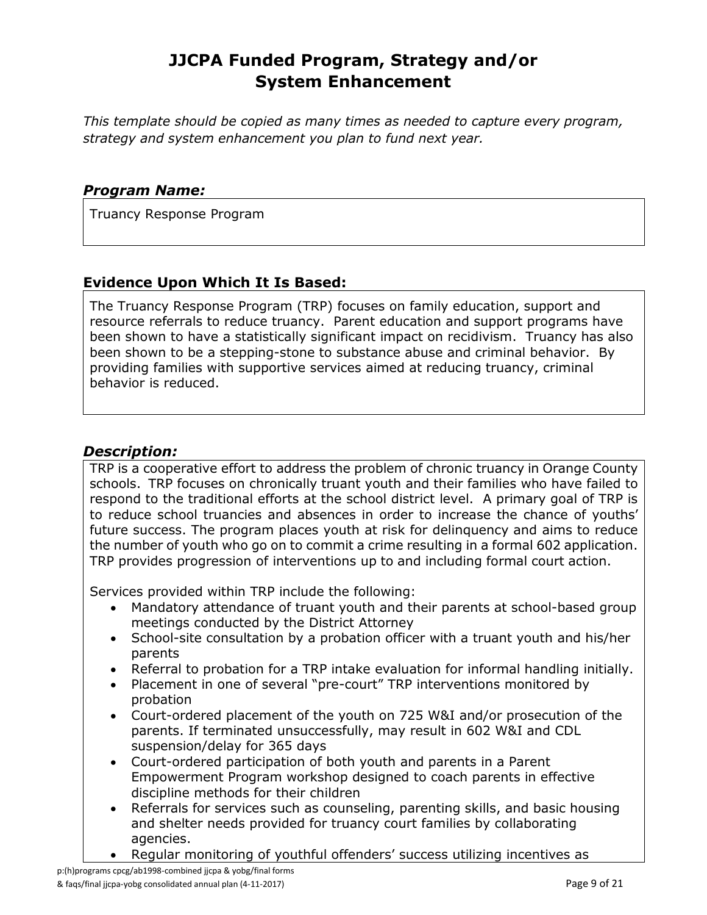# JJCPA Funded Program, Strategy and/or System Enhancement

*This template should be copied as many times as needed to capture every program, strategy and system enhancement you plan to fund next year.*

### *Program Name:*

Truancy Response Program

### Evidence Upon Which It Is Based:

The Truancy Response Program (TRP) focuses on family education, support and resource referrals to reduce truancy. Parent education and support programs have been shown to have a statistically significant impact on recidivism. Truancy has also been shown to be a stepping-stone to substance abuse and criminal behavior. By providing families with supportive services aimed at reducing truancy, criminal behavior is reduced.

### *Description:*

TRP is a cooperative effort to address the problem of chronic truancy in Orange County schools. TRP focuses on chronically truant youth and their families who have failed to respond to the traditional efforts at the school district level. A primary goal of TRP is to reduce school truancies and absences in order to increase the chance of youths' future success. The program places youth at risk for delinquency and aims to reduce the number of youth who go on to commit a crime resulting in a formal 602 application. TRP provides progression of interventions up to and including formal court action.

Services provided within TRP include the following:

- Mandatory attendance of truant youth and their parents at school-based group meetings conducted by the District Attorney
- School-site consultation by a probation officer with a truant youth and his/her parents
- Referral to probation for a TRP intake evaluation for informal handling initially.
- Placement in one of several "pre-court" TRP interventions monitored by probation
- Court-ordered placement of the youth on 725 W&I and/or prosecution of the parents. If terminated unsuccessfully, may result in 602 W&I and CDL suspension/delay for 365 days
- Court-ordered participation of both youth and parents in a Parent Empowerment Program workshop designed to coach parents in effective discipline methods for their children
- Referrals for services such as counseling, parenting skills, and basic housing and shelter needs provided for truancy court families by collaborating agencies.
- Regular monitoring of youthful offenders' success utilizing incentives as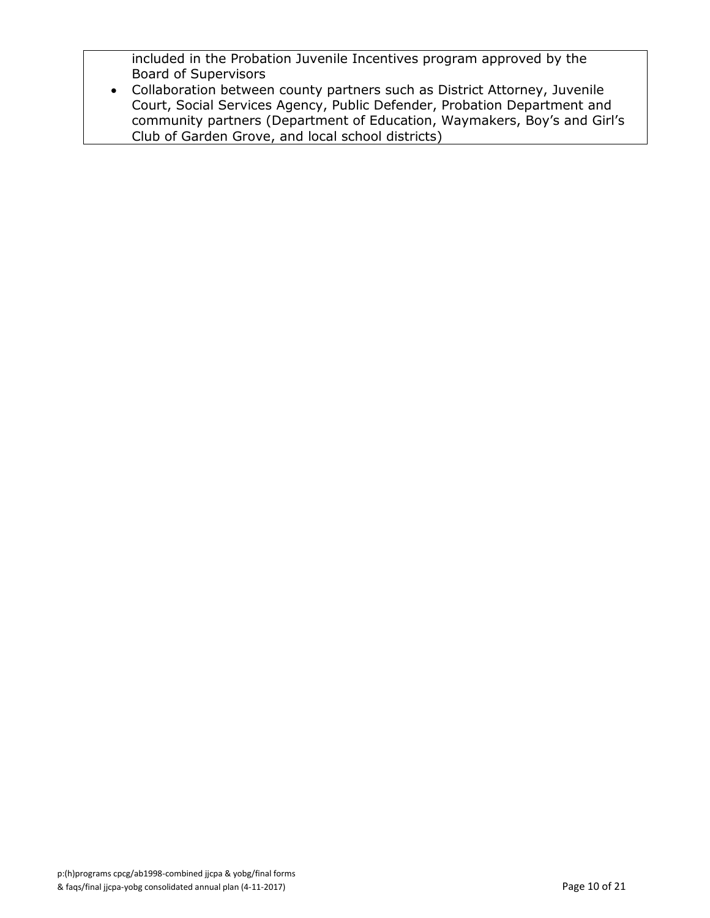included in the Probation Juvenile Incentives program approved by the Board of Supervisors

- Collaboration between county partners such as District Attorney, Juvenile Court, Social Services Agency, Public Defender, Probation Department and community partners (Department of Education, Waymakers, Boy's and Girl's Club of Garden Grove, and local school districts)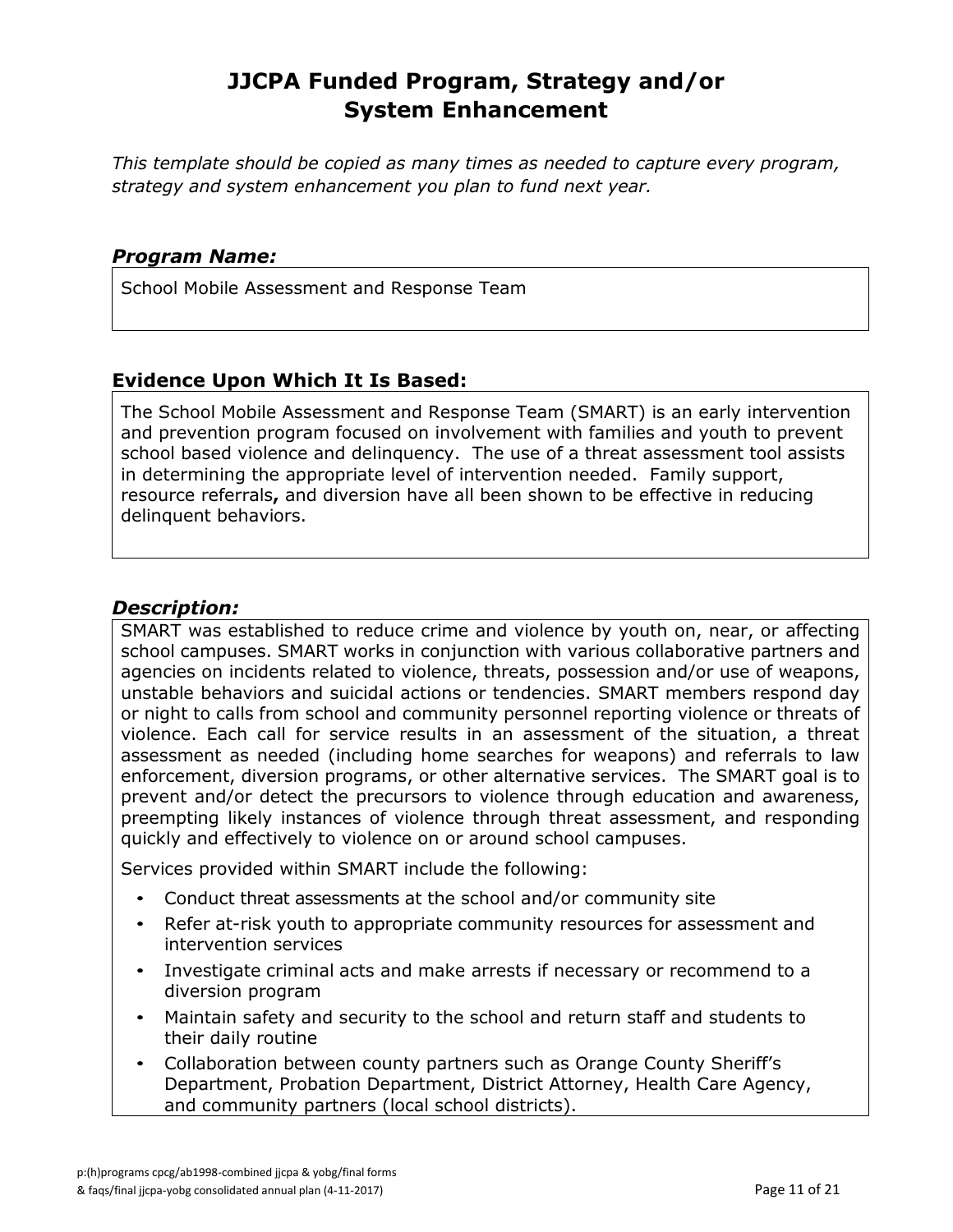# JJCPA Funded Program, Strategy and/or System Enhancement

*This template should be copied as many times as needed to capture every program, strategy and system enhancement you plan to fund next year.*

### ***Program Name:***

School Mobile Assessment and Response Team

### **Evidence Upon Which It Is Based:**

The School Mobile Assessment and Response Team (SMART) is an early intervention and prevention program focused on involvement with families and youth to prevent school based violence and delinquency. The use of a threat assessment tool assists in determining the appropriate level of intervention needed. Family support, resource referrals**,** and diversion have all been shown to be effective in reducing delinquent behaviors.

### ***Description:***

SMART was established to reduce crime and violence by youth on, near, or affecting school campuses. SMART works in conjunction with various collaborative partners and agencies on incidents related to violence, threats, possession and/or use of weapons, unstable behaviors and suicidal actions or tendencies. SMART members respond day or night to calls from school and community personnel reporting violence or threats of violence. Each call for service results in an assessment of the situation, a threat assessment as needed (including home searches for weapons) and referrals to law enforcement, diversion programs, or other alternative services. The SMART goal is to prevent and/or detect the precursors to violence through education and awareness, preempting likely instances of violence through threat assessment, and responding quickly and effectively to violence on or around school campuses.

Services provided within SMART include the following:

- Conduct threat assessments at the school and/or community site
- Refer at-risk youth to appropriate community resources for assessment and intervention services
- Investigate criminal acts and make arrests if necessary or recommend to a diversion program
- Maintain safety and security to the school and return staff and students to their daily routine
- Collaboration between county partners such as Orange County Sheriff's Department, Probation Department, District Attorney, Health Care Agency, and community partners (local school districts).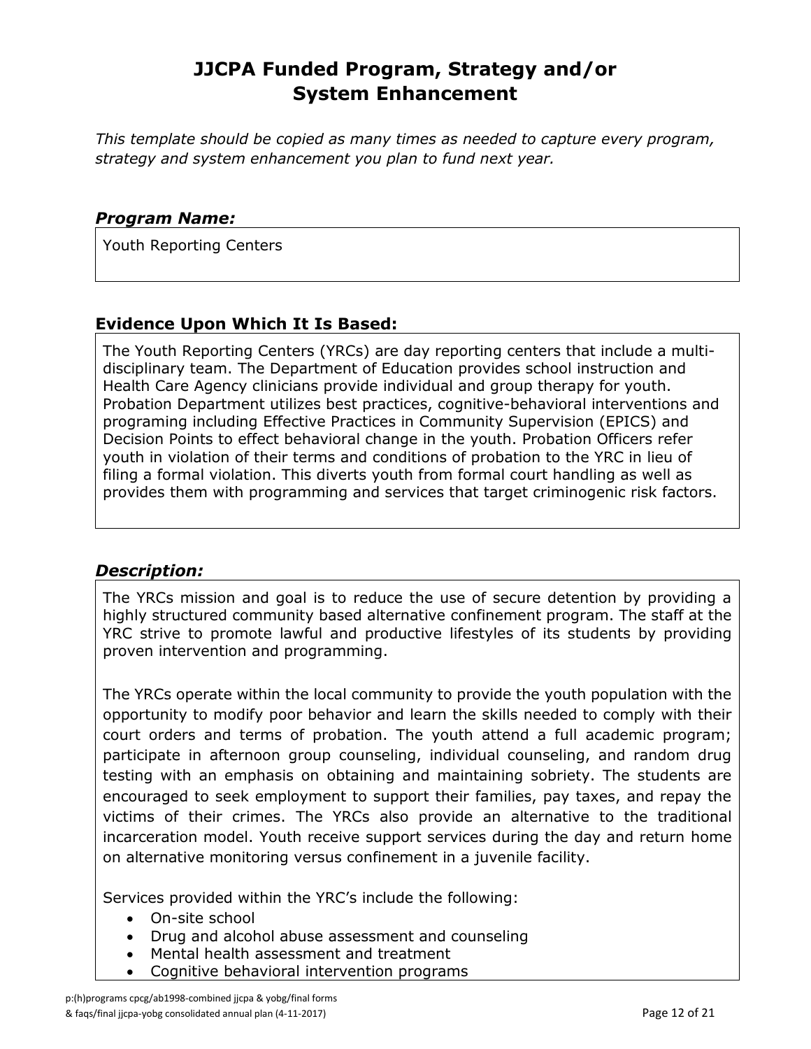# JJCPA Funded Program, Strategy and/or System Enhancement

*This template should be copied as many times as needed to capture every program, strategy and system enhancement you plan to fund next year.*

### *Program Name:*

Youth Reporting Centers

### Evidence Upon Which It Is Based:

The Youth Reporting Centers (YRCs) are day reporting centers that include a multi-disciplinary team. The Department of Education provides school instruction and Health Care Agency clinicians provide individual and group therapy for youth. Probation Department utilizes best practices, cognitive-behavioral interventions and programing including Effective Practices in Community Supervision (EPICS) and Decision Points to effect behavioral change in the youth. Probation Officers refer youth in violation of their terms and conditions of probation to the YRC in lieu of filing a formal violation. This diverts youth from formal court handling as well as provides them with programming and services that target criminogenic risk factors.

### *Description:*

The YRCs mission and goal is to reduce the use of secure detention by providing a highly structured community based alternative confinement program. The staff at the YRC strive to promote lawful and productive lifestyles of its students by providing proven intervention and programming.

The YRCs operate within the local community to provide the youth population with the opportunity to modify poor behavior and learn the skills needed to comply with their court orders and terms of probation. The youth attend a full academic program; participate in afternoon group counseling, individual counseling, and random drug testing with an emphasis on obtaining and maintaining sobriety. The students are encouraged to seek employment to support their families, pay taxes, and repay the victims of their crimes. The YRCs also provide an alternative to the traditional incarceration model. Youth receive support services during the day and return home on alternative monitoring versus confinement in a juvenile facility.

Services provided within the YRC's include the following:

- On-site school
- Drug and alcohol abuse assessment and counseling
- Mental health assessment and treatment
- Cognitive behavioral intervention programs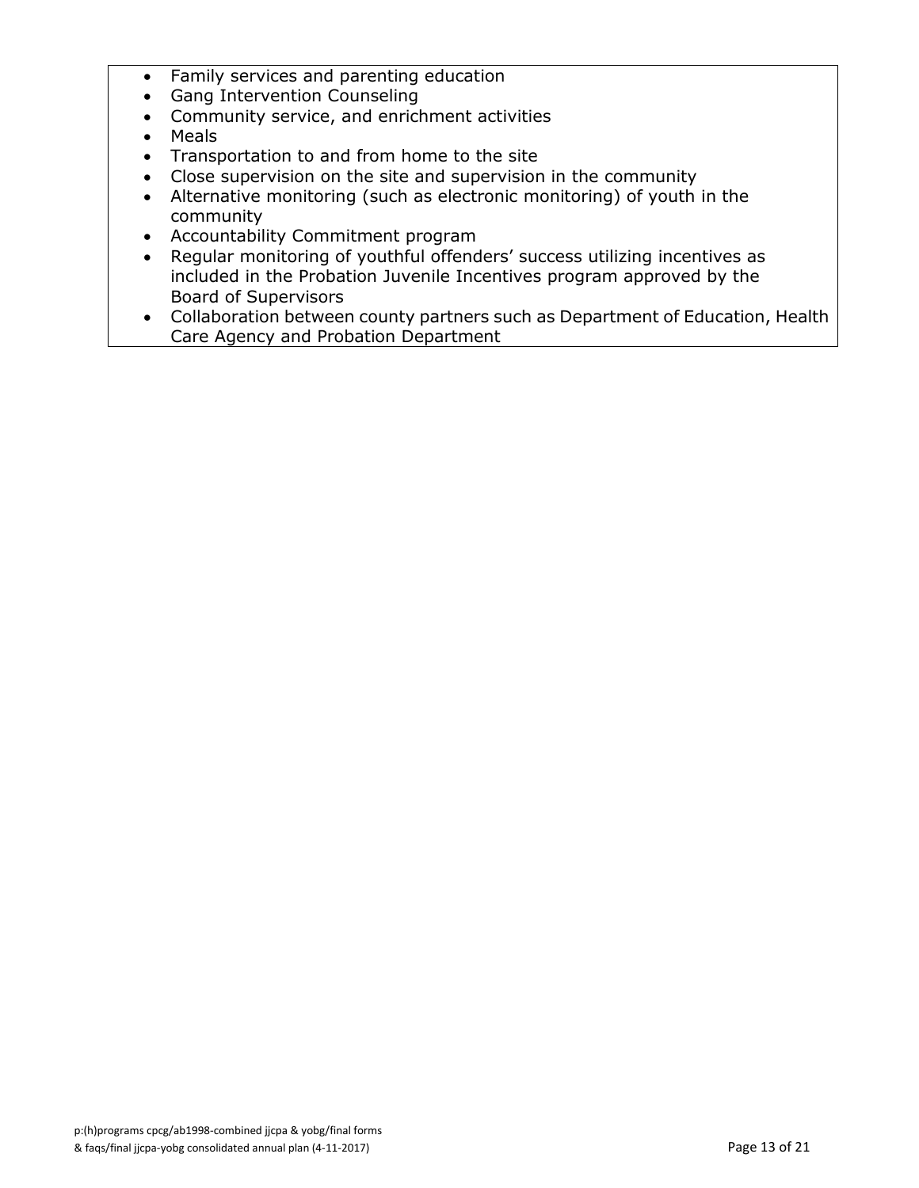- Family services and parenting education
- Gang Intervention Counseling
- Community service, and enrichment activities
- Meals
- Transportation to and from home to the site
- Close supervision on the site and supervision in the community
- Alternative monitoring (such as electronic monitoring) of youth in the community
- Accountability Commitment program
- Regular monitoring of youthful offenders' success utilizing incentives as included in the Probation Juvenile Incentives program approved by the Board of Supervisors
- Collaboration between county partners such as Department of Education, Health Care Agency and Probation Department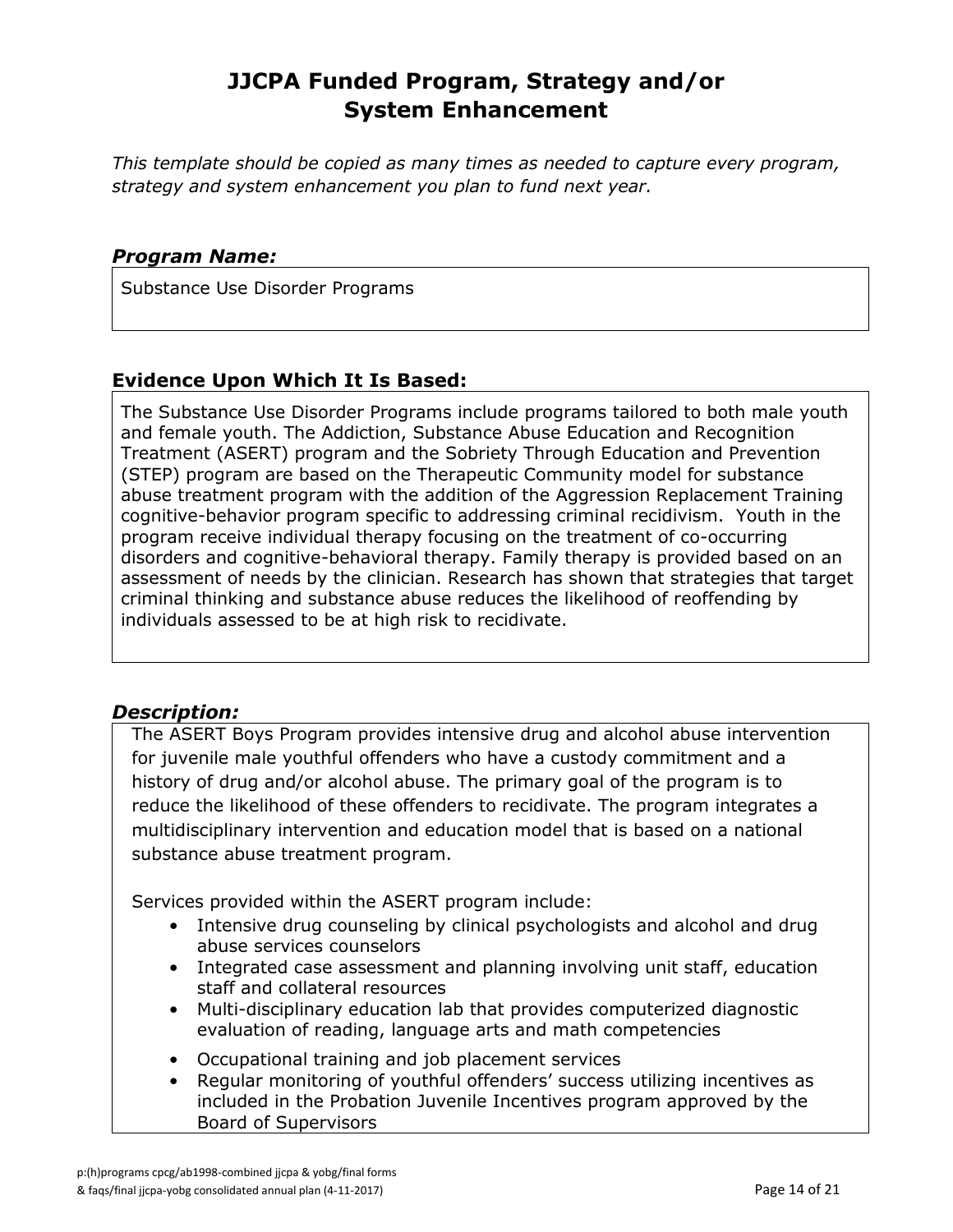# JJCPA Funded Program, Strategy and/or System Enhancement

*This template should be copied as many times as needed to capture every program, strategy and system enhancement you plan to fund next year.*

### *Program Name:*

Substance Use Disorder Programs

### Evidence Upon Which It Is Based:

The Substance Use Disorder Programs include programs tailored to both male youth and female youth. The Addiction, Substance Abuse Education and Recognition Treatment (ASERT) program and the Sobriety Through Education and Prevention (STEP) program are based on the Therapeutic Community model for substance abuse treatment program with the addition of the Aggression Replacement Training cognitive-behavior program specific to addressing criminal recidivism. Youth in the program receive individual therapy focusing on the treatment of co-occurring disorders and cognitive-behavioral therapy. Family therapy is provided based on an assessment of needs by the clinician. Research has shown that strategies that target criminal thinking and substance abuse reduces the likelihood of reoffending by individuals assessed to be at high risk to recidivate.

### *Description:*

The ASERT Boys Program provides intensive drug and alcohol abuse intervention for juvenile male youthful offenders who have a custody commitment and a history of drug and/or alcohol abuse. The primary goal of the program is to reduce the likelihood of these offenders to recidivate. The program integrates a multidisciplinary intervention and education model that is based on a national substance abuse treatment program.

Services provided within the ASERT program include:

- Intensive drug counseling by clinical psychologists and alcohol and drug abuse services counselors
- Integrated case assessment and planning involving unit staff, education staff and collateral resources
- Multi-disciplinary education lab that provides computerized diagnostic evaluation of reading, language arts and math competencies
- Occupational training and job placement services
- Regular monitoring of youthful offenders' success utilizing incentives as included in the Probation Juvenile Incentives program approved by the Board of Supervisors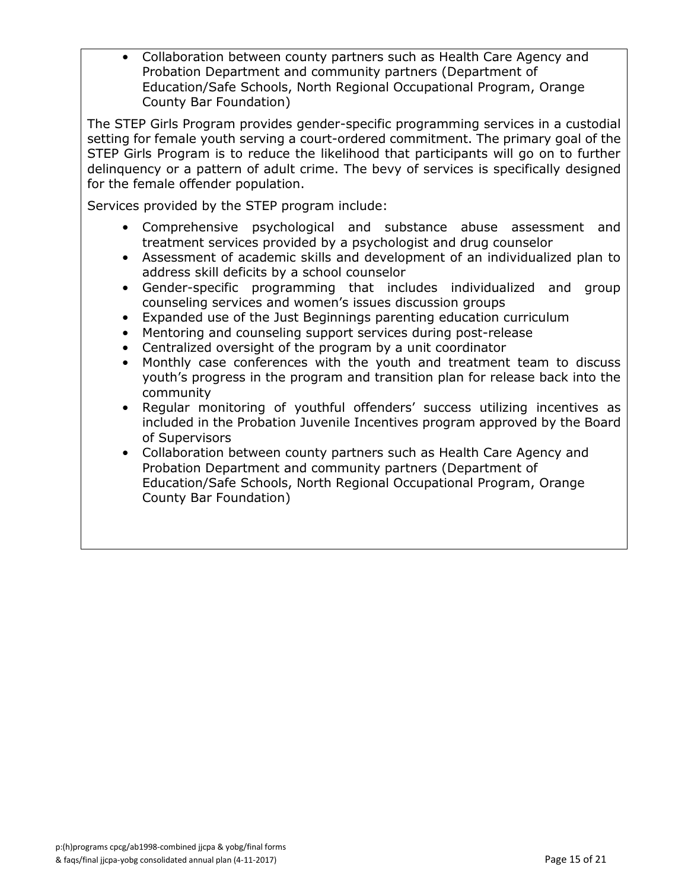- Collaboration between county partners such as Health Care Agency and Probation Department and community partners (Department of Education/Safe Schools, North Regional Occupational Program, Orange County Bar Foundation)

The STEP Girls Program provides gender-specific programming services in a custodial setting for female youth serving a court-ordered commitment. The primary goal of the STEP Girls Program is to reduce the likelihood that participants will go on to further delinquency or a pattern of adult crime. The bevy of services is specifically designed for the female offender population.

Services provided by the STEP program include:

- Comprehensive psychological and substance abuse assessment and treatment services provided by a psychologist and drug counselor
- Assessment of academic skills and development of an individualized plan to address skill deficits by a school counselor
- Gender-specific programming that includes individualized and group counseling services and women's issues discussion groups
- Expanded use of the Just Beginnings parenting education curriculum
- Mentoring and counseling support services during post-release
- Centralized oversight of the program by a unit coordinator
- Monthly case conferences with the youth and treatment team to discuss youth's progress in the program and transition plan for release back into the community
- Regular monitoring of youthful offenders' success utilizing incentives as included in the Probation Juvenile Incentives program approved by the Board of Supervisors
- Collaboration between county partners such as Health Care Agency and Probation Department and community partners (Department of Education/Safe Schools, North Regional Occupational Program, Orange County Bar Foundation)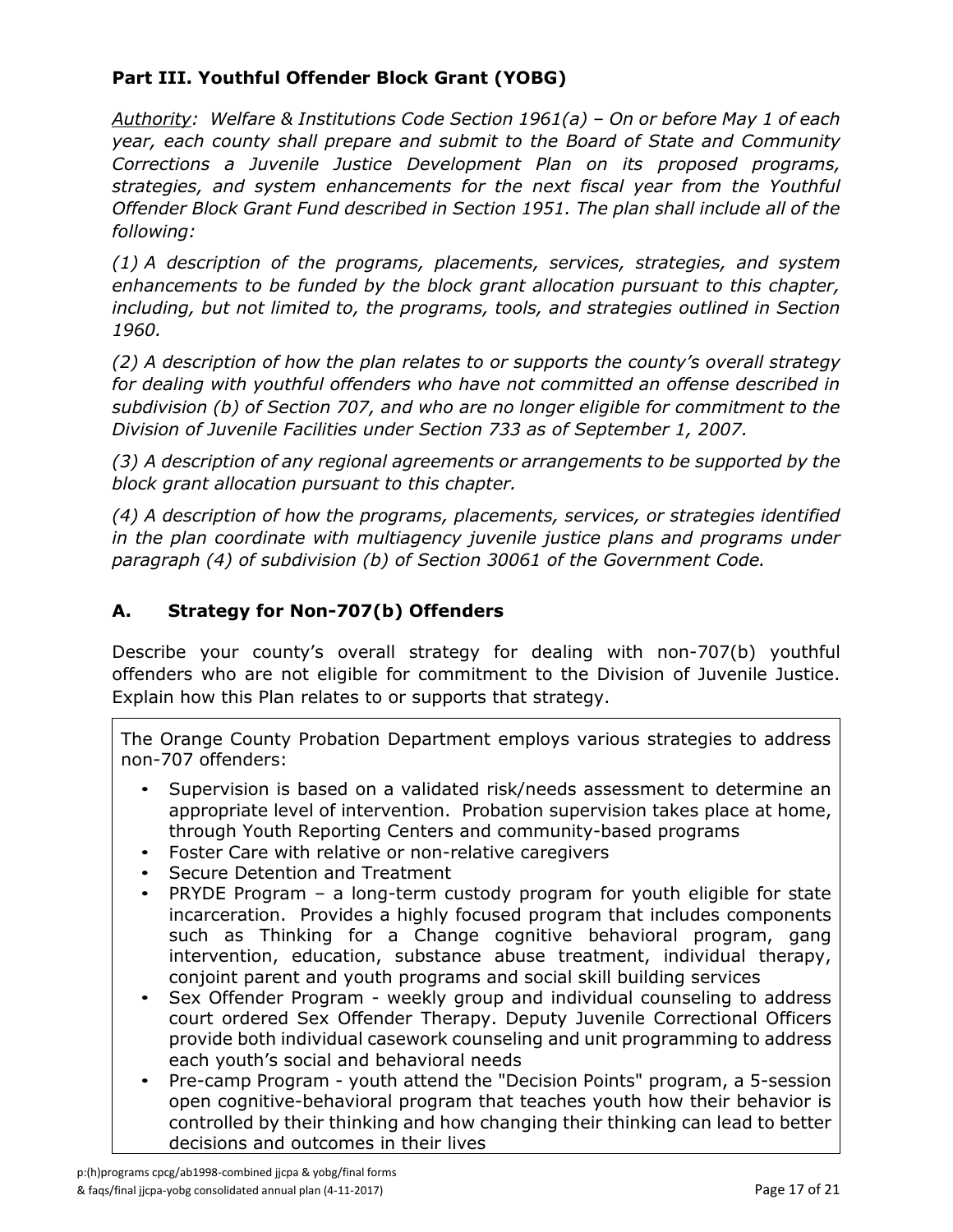## Part III. Youthful Offender Block Grant (YOBG)

*<u>Authority</u>: Welfare & Institutions Code Section 1961(a) – On or before May 1 of each year, each county shall prepare and submit to the Board of State and Community Corrections a Juvenile Justice Development Plan on its proposed programs, strategies, and system enhancements for the next fiscal year from the Youthful Offender Block Grant Fund described in Section 1951. The plan shall include all of the following:*

*(1) A description of the programs, placements, services, strategies, and system enhancements to be funded by the block grant allocation pursuant to this chapter, including, but not limited to, the programs, tools, and strategies outlined in Section 1960.*

*(2) A description of how the plan relates to or supports the county's overall strategy for dealing with youthful offenders who have not committed an offense described in subdivision (b) of Section 707, and who are no longer eligible for commitment to the Division of Juvenile Facilities under Section 733 as of September 1, 2007.*

*(3) A description of any regional agreements or arrangements to be supported by the block grant allocation pursuant to this chapter.*

*(4) A description of how the programs, placements, services, or strategies identified in the plan coordinate with multiagency juvenile justice plans and programs under paragraph (4) of subdivision (b) of Section 30061 of the Government Code.*

### A. Strategy for Non-707(b) Offenders

Describe your county's overall strategy for dealing with non-707(b) youthful offenders who are not eligible for commitment to the Division of Juvenile Justice. Explain how this Plan relates to or supports that strategy.

The Orange County Probation Department employs various strategies to address non-707 offenders:

- Supervision is based on a validated risk/needs assessment to determine an appropriate level of intervention. Probation supervision takes place at home, through Youth Reporting Centers and community-based programs
- Foster Care with relative or non-relative caregivers
- Secure Detention and Treatment
- PRYDE Program – a long-term custody program for youth eligible for state incarceration. Provides a highly focused program that includes components such as Thinking for a Change cognitive behavioral program, gang intervention, education, substance abuse treatment, individual therapy, conjoint parent and youth programs and social skill building services
- Sex Offender Program - weekly group and individual counseling to address court ordered Sex Offender Therapy. Deputy Juvenile Correctional Officers provide both individual casework counseling and unit programming to address each youth's social and behavioral needs
- Pre-camp Program - youth attend the "Decision Points" program, a 5-session open cognitive-behavioral program that teaches youth how their behavior is controlled by their thinking and how changing their thinking can lead to better decisions and outcomes in their lives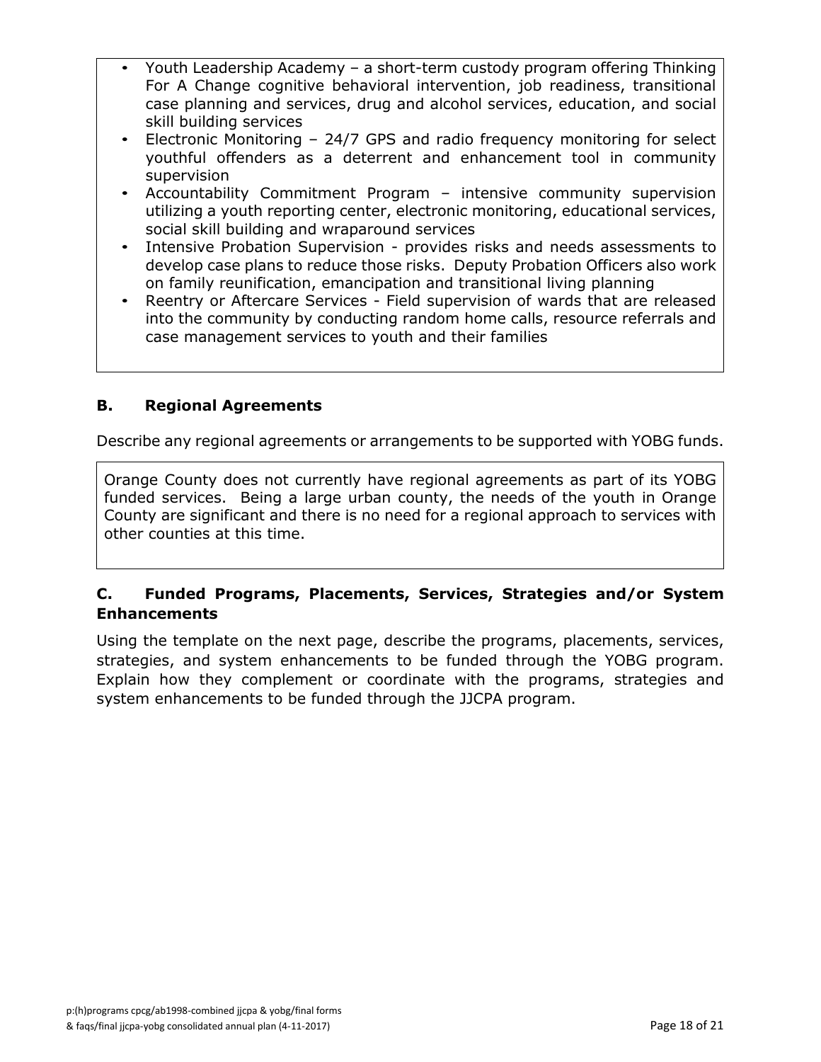- Youth Leadership Academy – a short-term custody program offering Thinking For A Change cognitive behavioral intervention, job readiness, transitional case planning and services, drug and alcohol services, education, and social skill building services
- Electronic Monitoring – 24/7 GPS and radio frequency monitoring for select youthful offenders as a deterrent and enhancement tool in community supervision
- Accountability Commitment Program – intensive community supervision utilizing a youth reporting center, electronic monitoring, educational services, social skill building and wraparound services
- Intensive Probation Supervision - provides risks and needs assessments to develop case plans to reduce those risks. Deputy Probation Officers also work on family reunification, emancipation and transitional living planning
- Reentry or Aftercare Services - Field supervision of wards that are released into the community by conducting random home calls, resource referrals and case management services to youth and their families

## B. Regional Agreements

Describe any regional agreements or arrangements to be supported with YOBG funds.

Orange County does not currently have regional agreements as part of its YOBG funded services. Being a large urban county, the needs of the youth in Orange County are significant and there is no need for a regional approach to services with other counties at this time.

## C. Funded Programs, Placements, Services, Strategies and/or System Enhancements

Using the template on the next page, describe the programs, placements, services, strategies, and system enhancements to be funded through the YOBG program. Explain how they complement or coordinate with the programs, strategies and system enhancements to be funded through the JJCPA program.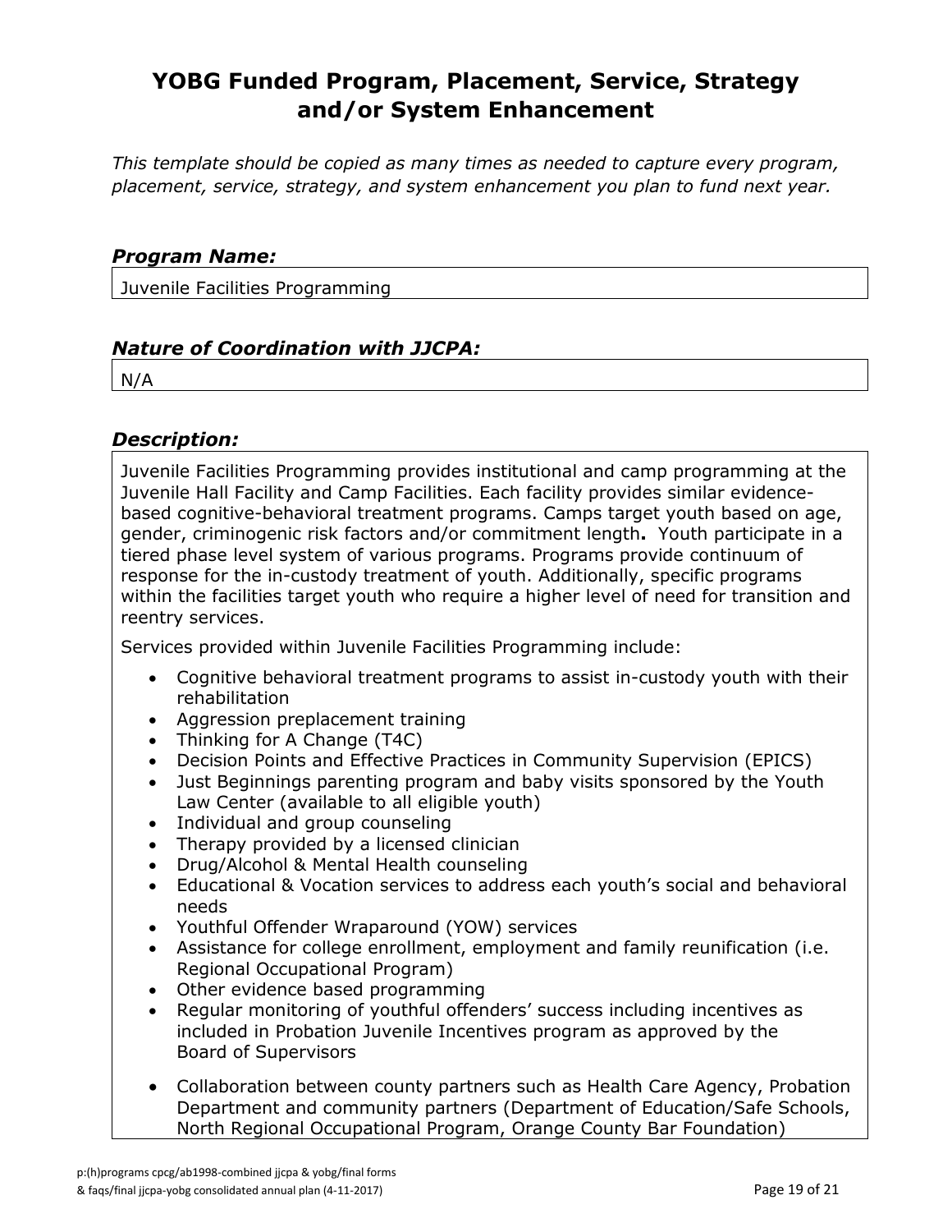# YOBG Funded Program, Placement, Service, Strategy and/or System Enhancement

*This template should be copied as many times as needed to capture every program, placement, service, strategy, and system enhancement you plan to fund next year.*

### *Program Name:*

Juvenile Facilities Programming

### *Nature of Coordination with JJCPA:*

N/A

### *Description:*

Juvenile Facilities Programming provides institutional and camp programming at the Juvenile Hall Facility and Camp Facilities. Each facility provides similar evidence-based cognitive-behavioral treatment programs. Camps target youth based on age, gender, criminogenic risk factors and/or commitment length**.** Youth participate in a tiered phase level system of various programs. Programs provide continuum of response for the in-custody treatment of youth. Additionally, specific programs within the facilities target youth who require a higher level of need for transition and reentry services.

Services provided within Juvenile Facilities Programming include:

- Cognitive behavioral treatment programs to assist in-custody youth with their rehabilitation
- Aggression preplacement training
- Thinking for A Change (T4C)
- Decision Points and Effective Practices in Community Supervision (EPICS)
- Just Beginnings parenting program and baby visits sponsored by the Youth Law Center (available to all eligible youth)
- Individual and group counseling
- Therapy provided by a licensed clinician
- Drug/Alcohol & Mental Health counseling
- Educational & Vocation services to address each youth's social and behavioral needs
- Youthful Offender Wraparound (YOW) services
- Assistance for college enrollment, employment and family reunification (i.e. Regional Occupational Program)
- Other evidence based programming
- Regular monitoring of youthful offenders' success including incentives as included in Probation Juvenile Incentives program as approved by the Board of Supervisors
- Collaboration between county partners such as Health Care Agency, Probation Department and community partners (Department of Education/Safe Schools, North Regional Occupational Program, Orange County Bar Foundation)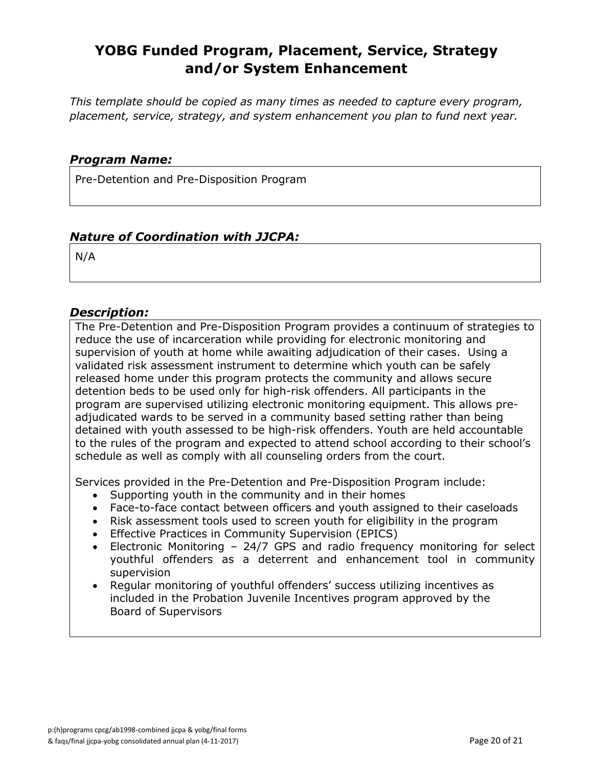# YOBG Funded Program, Placement, Service, Strategy and/or System Enhancement

*This template should be copied as many times as needed to capture every program, placement, service, strategy, and system enhancement you plan to fund next year.*

### *Program Name:*

Pre-Detention and Pre-Disposition Program

### *Nature of Coordination with JJCPA:*

N/A

### *Description:*

The Pre-Detention and Pre-Disposition Program provides a continuum of strategies to reduce the use of incarceration while providing for electronic monitoring and supervision of youth at home while awaiting adjudication of their cases. Using a validated risk assessment instrument to determine which youth can be safely released home under this program protects the community and allows secure detention beds to be used only for high-risk offenders. All participants in the program are supervised utilizing electronic monitoring equipment. This allows pre-adjudicated wards to be served in a community based setting rather than being detained with youth assessed to be high-risk offenders. Youth are held accountable to the rules of the program and expected to attend school according to their school's schedule as well as comply with all counseling orders from the court.

Services provided in the Pre-Detention and Pre-Disposition Program include:

- Supporting youth in the community and in their homes
- Face-to-face contact between officers and youth assigned to their caseloads
- Risk assessment tools used to screen youth for eligibility in the program
- Effective Practices in Community Supervision (EPICS)
- Electronic Monitoring – 24/7 GPS and radio frequency monitoring for select youthful offenders as a deterrent and enhancement tool in community supervision
- Regular monitoring of youthful offenders' success utilizing incentives as included in the Probation Juvenile Incentives program approved by the Board of Supervisors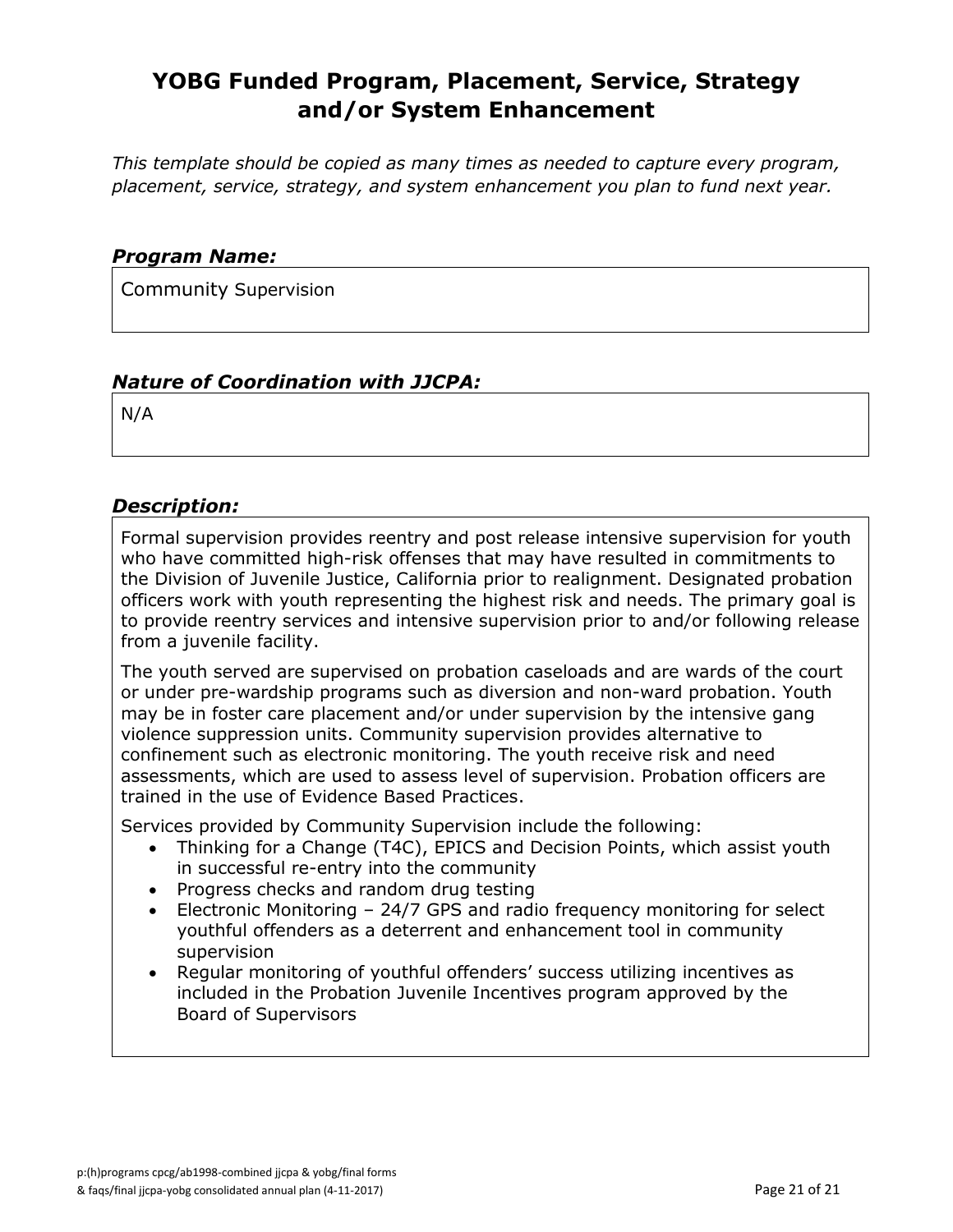# YOBG Funded Program, Placement, Service, Strategy and/or System Enhancement

*This template should be copied as many times as needed to capture every program, placement, service, strategy, and system enhancement you plan to fund next year.*

***Program Name:***

Community Supervision

***Nature of Coordination with JJCPA:***

N/A

***Description:***

Formal supervision provides reentry and post release intensive supervision for youth who have committed high-risk offenses that may have resulted in commitments to the Division of Juvenile Justice, California prior to realignment. Designated probation officers work with youth representing the highest risk and needs. The primary goal is to provide reentry services and intensive supervision prior to and/or following release from a juvenile facility.

The youth served are supervised on probation caseloads and are wards of the court or under pre-wardship programs such as diversion and non-ward probation. Youth may be in foster care placement and/or under supervision by the intensive gang violence suppression units. Community supervision provides alternative to confinement such as electronic monitoring. The youth receive risk and need assessments, which are used to assess level of supervision. Probation officers are trained in the use of Evidence Based Practices.

Services provided by Community Supervision include the following:

- Thinking for a Change (T4C), EPICS and Decision Points, which assist youth in successful re-entry into the community
- Progress checks and random drug testing
- Electronic Monitoring – 24/7 GPS and radio frequency monitoring for select youthful offenders as a deterrent and enhancement tool in community supervision
- Regular monitoring of youthful offenders' success utilizing incentives as included in the Probation Juvenile Incentives program approved by the Board of Supervisors